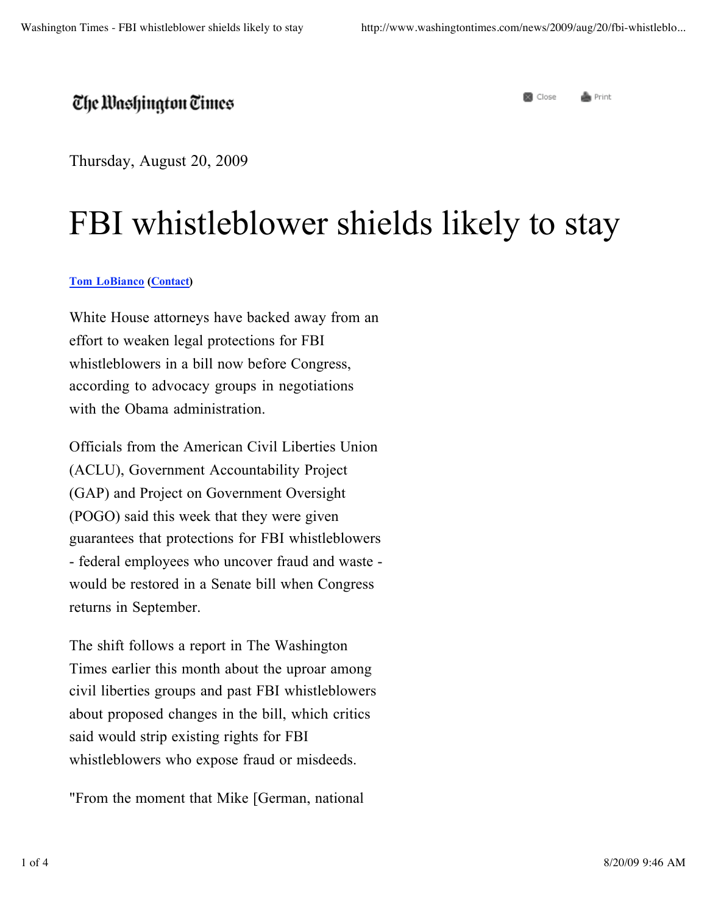The Washington Times

Thursday, August 20, 2009

# FBI whistleblower shields likely to stay

**Tom LoBianco (Contact)**

White House attorneys have backed away from an effort to weaken legal protections for FBI whistleblowers in a bill now before Congress, according to advocacy groups in negotiations with the Obama administration.

Officials from the American Civil Liberties Union (ACLU), Government Accountability Project (GAP) and Project on Government Oversight (POGO) said this week that they were given guarantees that protections for FBI whistleblowers - federal employees who uncover fraud and waste - would be restored in a Senate bill when Congress returns in September.

The shift follows a report in The Washington Times earlier this month about the uproar among civil liberties groups and past FBI whistleblowers about proposed changes in the bill, which critics said would strip existing rights for FBI whistleblowers who expose fraud or misdeeds.

"From the moment that Mike [German, national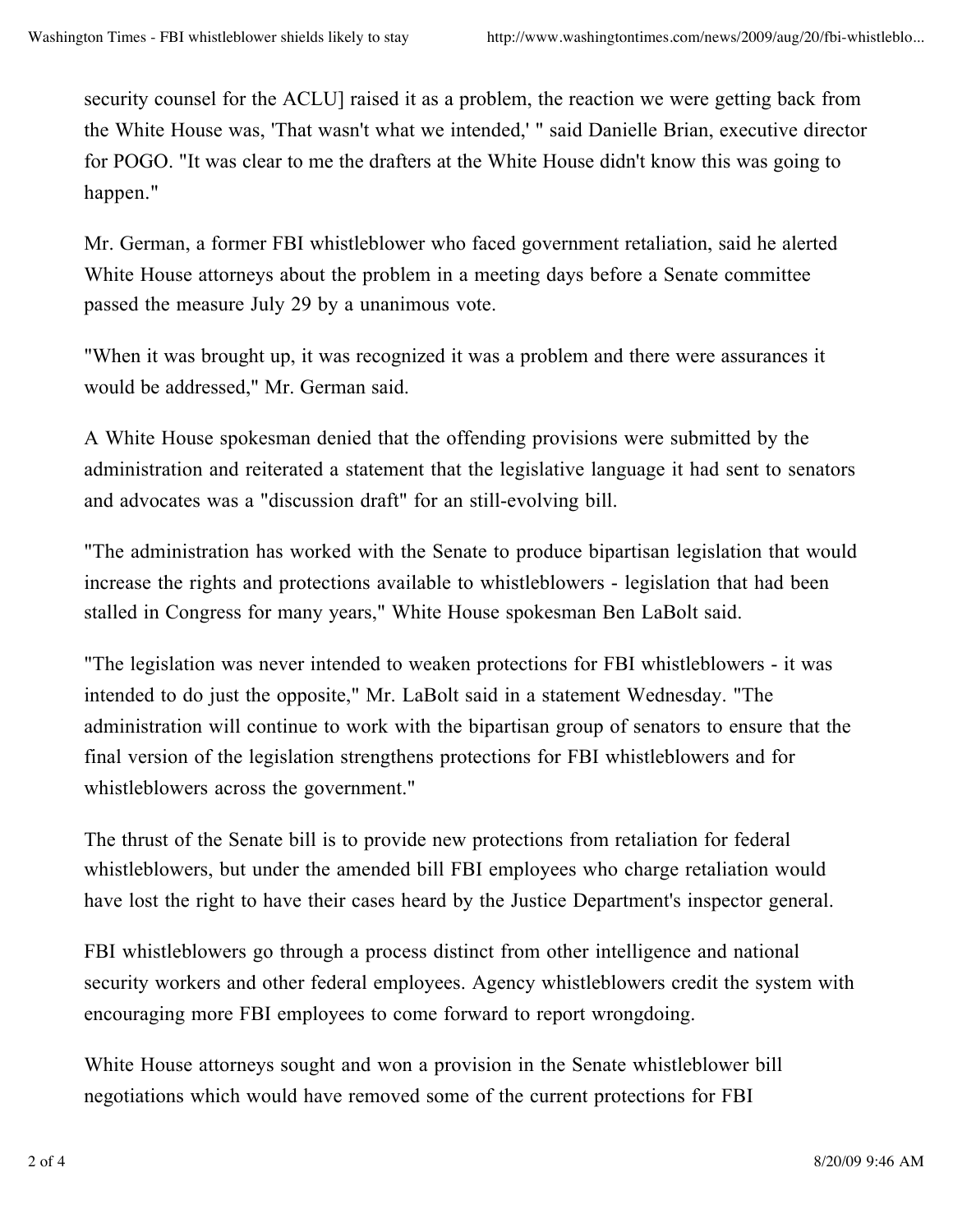security counsel for the ACLU] raised it as a problem, the reaction we were getting back from the White House was, 'That wasn't what we intended,' " said Danielle Brian, executive director for POGO. "It was clear to me the drafters at the White House didn't know this was going to happen."

Mr. German, a former FBI whistleblower who faced government retaliation, said he alerted White House attorneys about the problem in a meeting days before a Senate committee passed the measure July 29 by a unanimous vote.

"When it was brought up, it was recognized it was a problem and there were assurances it would be addressed," Mr. German said.

A White House spokesman denied that the offending provisions were submitted by the administration and reiterated a statement that the legislative language it had sent to senators and advocates was a "discussion draft" for an still-evolving bill.

"The administration has worked with the Senate to produce bipartisan legislation that would increase the rights and protections available to whistleblowers - legislation that had been stalled in Congress for many years," White House spokesman Ben LaBolt said.

"The legislation was never intended to weaken protections for FBI whistleblowers - it was intended to do just the opposite," Mr. LaBolt said in a statement Wednesday. "The administration will continue to work with the bipartisan group of senators to ensure that the final version of the legislation strengthens protections for FBI whistleblowers and for whistleblowers across the government."

The thrust of the Senate bill is to provide new protections from retaliation for federal whistleblowers, but under the amended bill FBI employees who charge retaliation would have lost the right to have their cases heard by the Justice Department's inspector general.

FBI whistleblowers go through a process distinct from other intelligence and national security workers and other federal employees. Agency whistleblowers credit the system with encouraging more FBI employees to come forward to report wrongdoing.

White House attorneys sought and won a provision in the Senate whistleblower bill negotiations which would have removed some of the current protections for FBI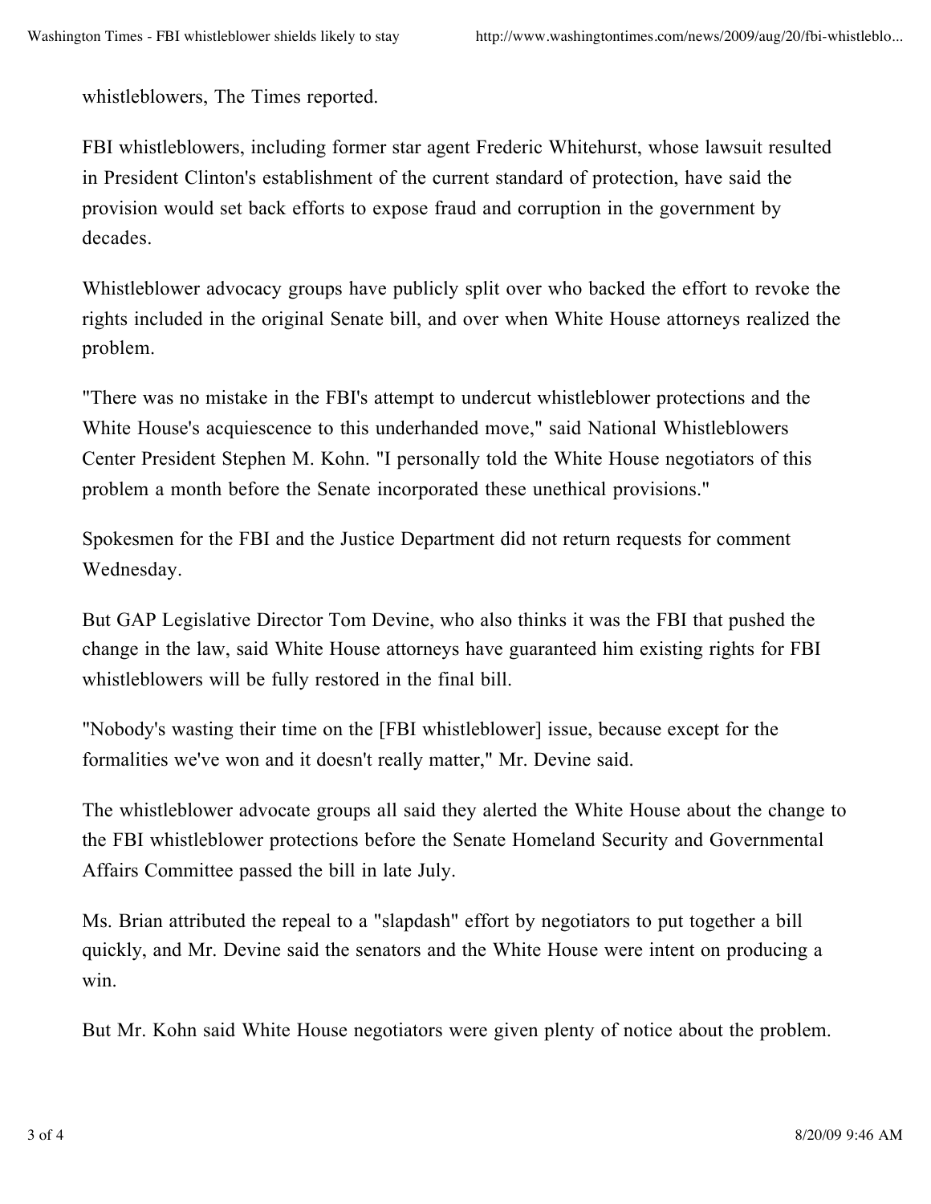whistleblowers, The Times reported.

FBI whistleblowers, including former star agent Frederic Whitehurst, whose lawsuit resulted in President Clinton's establishment of the current standard of protection, have said the provision would set back efforts to expose fraud and corruption in the government by decades.

Whistleblower advocacy groups have publicly split over who backed the effort to revoke the rights included in the original Senate bill, and over when White House attorneys realized the problem.

"There was no mistake in the FBI's attempt to undercut whistleblower protections and the White House's acquiescence to this underhanded move," said National Whistleblowers Center President Stephen M. Kohn. "I personally told the White House negotiators of this problem a month before the Senate incorporated these unethical provisions."

Spokesmen for the FBI and the Justice Department did not return requests for comment Wednesday.

But GAP Legislative Director Tom Devine, who also thinks it was the FBI that pushed the change in the law, said White House attorneys have guaranteed him existing rights for FBI whistleblowers will be fully restored in the final bill.

"Nobody's wasting their time on the [FBI whistleblower] issue, because except for the formalities we've won and it doesn't really matter," Mr. Devine said.

The whistleblower advocate groups all said they alerted the White House about the change to the FBI whistleblower protections before the Senate Homeland Security and Governmental Affairs Committee passed the bill in late July.

Ms. Brian attributed the repeal to a "slapdash" effort by negotiators to put together a bill quickly, and Mr. Devine said the senators and the White House were intent on producing a win.

But Mr. Kohn said White House negotiators were given plenty of notice about the problem.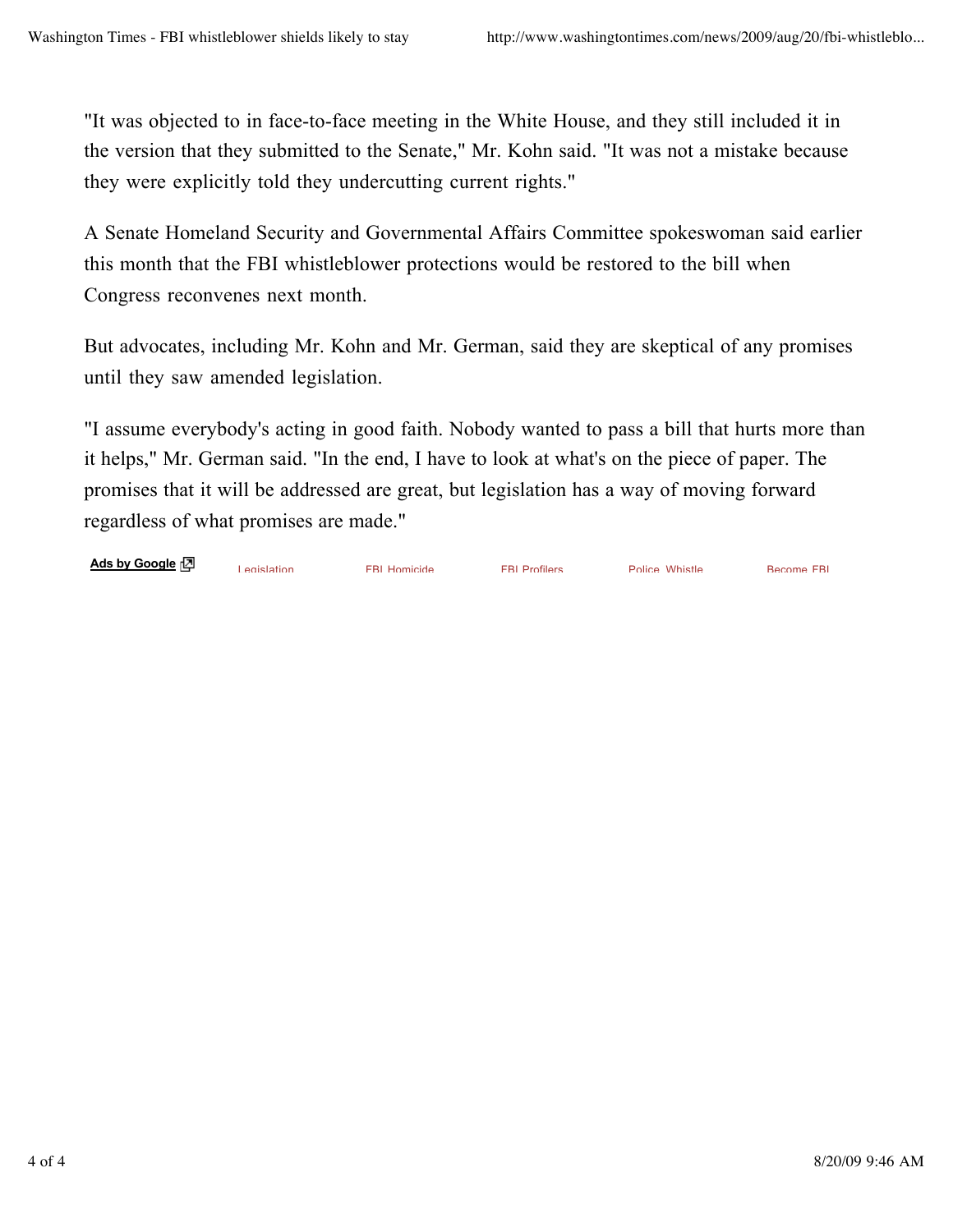"It was objected to in face-to-face meeting in the White House, and they still included it in the version that they submitted to the Senate," Mr. Kohn said. "It was not a mistake because they were explicitly told they undercutting current rights."

A Senate Homeland Security and Governmental Affairs Committee spokeswoman said earlier this month that the FBI whistleblower protections would be restored to the bill when Congress reconvenes next month.

But advocates, including Mr. Kohn and Mr. German, said they are skeptical of any promises until they saw amended legislation.

"I assume everybody's acting in good faith. Nobody wanted to pass a bill that hurts more than it helps," Mr. German said. "In the end, I have to look at what's on the piece of paper. The promises that it will be addressed are great, but legislation has a way of moving forward regardless of what promises are made."

**Ads by Google** Legislation FBI Homicide FBI Profilers Police Whistle Become FBI